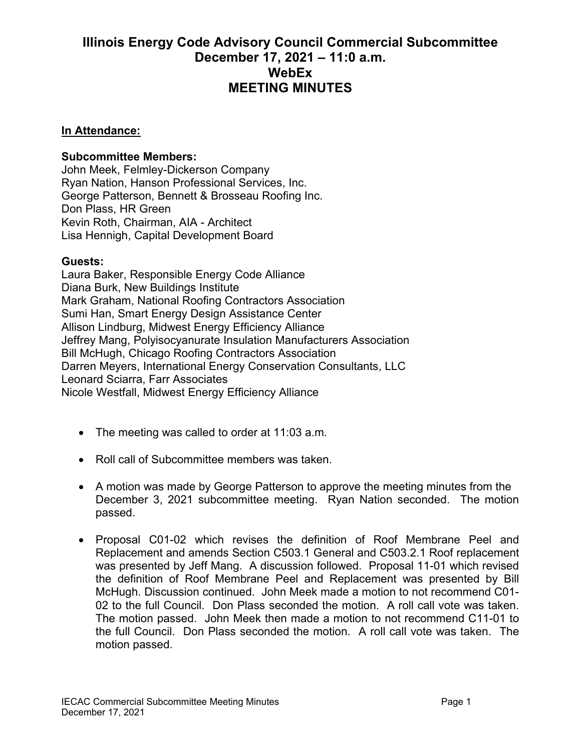# Illinois Energy Code Advisory Council Commercial Subcommittee
## December 17, 2021 – 11:0 a.m.
## WebEx
## MEETING MINUTES

**In Attendance:**

**Subcommittee Members:**
John Meek, Felmley-Dickerson Company
Ryan Nation, Hanson Professional Services, Inc.
George Patterson, Bennett & Brosseau Roofing Inc.
Don Plass, HR Green
Kevin Roth, Chairman, AIA - Architect
Lisa Hennigh, Capital Development Board

**Guests:**
Laura Baker, Responsible Energy Code Alliance
Diana Burk, New Buildings Institute
Mark Graham, National Roofing Contractors Association
Sumi Han, Smart Energy Design Assistance Center
Allison Lindburg, Midwest Energy Efficiency Alliance
Jeffrey Mang, Polyisocyanurate Insulation Manufacturers Association
Bill McHugh, Chicago Roofing Contractors Association
Darren Meyers, International Energy Conservation Consultants, LLC
Leonard Sciarra, Farr Associates
Nicole Westfall, Midwest Energy Efficiency Alliance

- The meeting was called to order at 11:03 a.m.
- Roll call of Subcommittee members was taken.
- A motion was made by George Patterson to approve the meeting minutes from the December 3, 2021 subcommittee meeting. Ryan Nation seconded. The motion passed.
- Proposal C01-02 which revises the definition of Roof Membrane Peel and Replacement and amends Section C503.1 General and C503.2.1 Roof replacement was presented by Jeff Mang. A discussion followed. Proposal 11-01 which revised the definition of Roof Membrane Peel and Replacement was presented by Bill McHugh. Discussion continued. John Meek made a motion to not recommend C01-02 to the full Council. Don Plass seconded the motion. A roll call vote was taken. The motion passed. John Meek then made a motion to not recommend C11-01 to the full Council. Don Plass seconded the motion. A roll call vote was taken. The motion passed.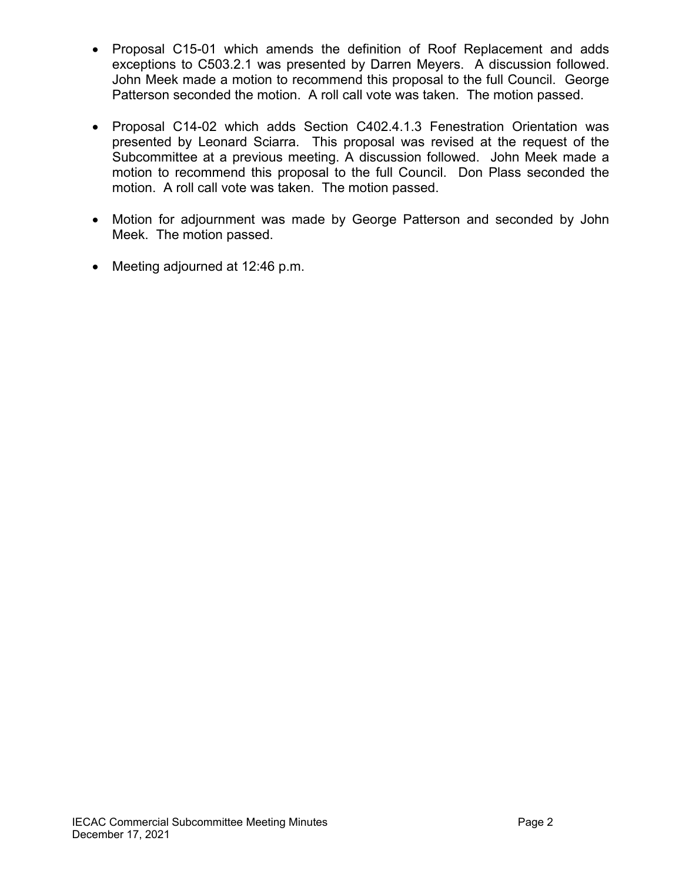- Proposal C15-01 which amends the definition of Roof Replacement and adds exceptions to C503.2.1 was presented by Darren Meyers. A discussion followed. John Meek made a motion to recommend this proposal to the full Council. George Patterson seconded the motion. A roll call vote was taken. The motion passed.

- Proposal C14-02 which adds Section C402.4.1.3 Fenestration Orientation was presented by Leonard Sciarra. This proposal was revised at the request of the Subcommittee at a previous meeting. A discussion followed. John Meek made a motion to recommend this proposal to the full Council. Don Plass seconded the motion. A roll call vote was taken. The motion passed.

- Motion for adjournment was made by George Patterson and seconded by John Meek. The motion passed.

- Meeting adjourned at 12:46 p.m.